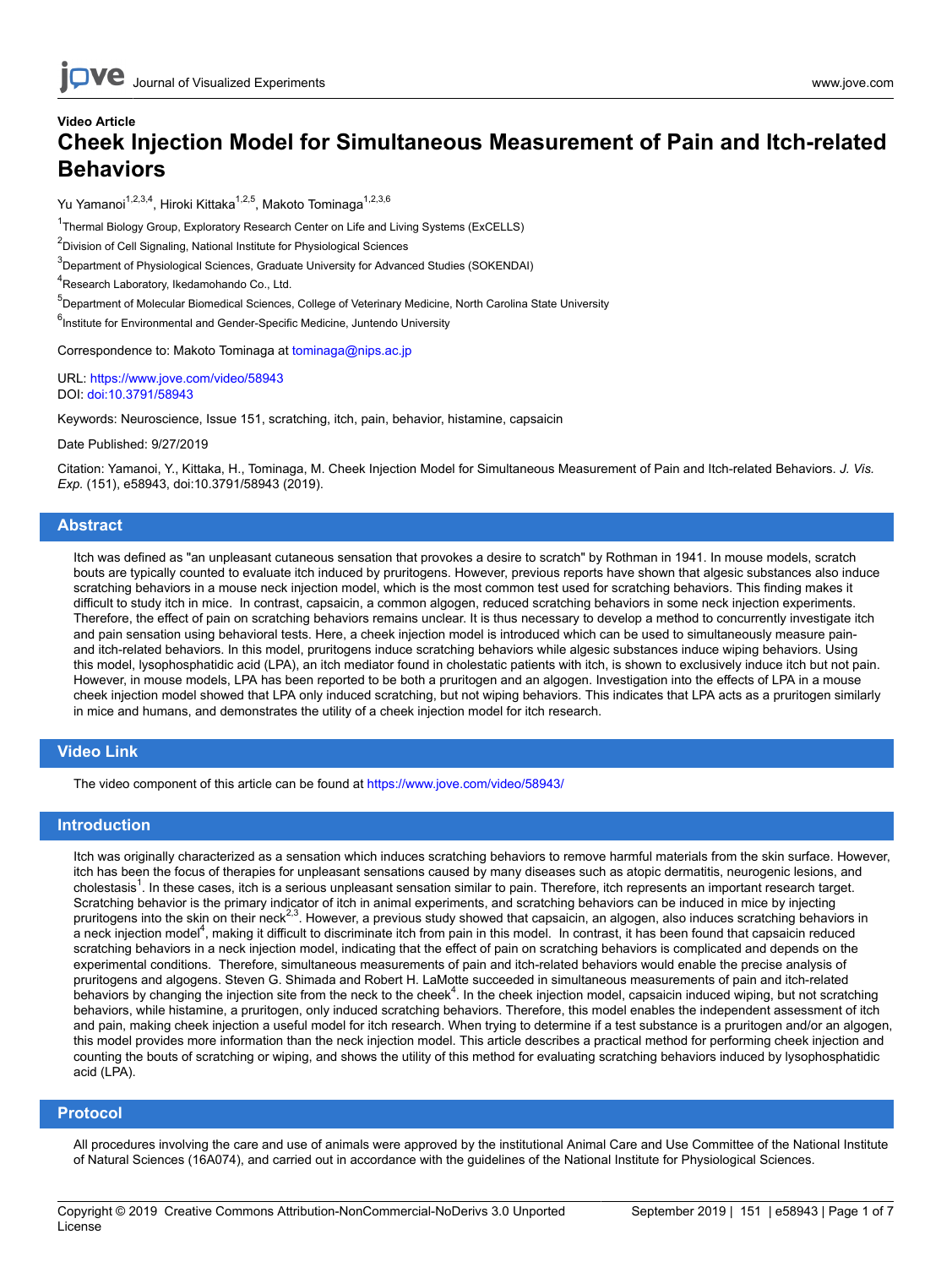Video Article

# Cheek Injection Model for Simultaneous Measurement of Pain and Itch-related Behaviors

Yu Yamanoi[1,2,3,4], Hiroki Kittaka[1,2,5], Makoto Tominaga[1,2,3,6]

[1]Thermal Biology Group, Exploratory Research Center on Life and Living Systems (ExCELLS)

[2]Division of Cell Signaling, National Institute for Physiological Sciences

[3]Department of Physiological Sciences, Graduate University for Advanced Studies (SOKENDAI)

[4]Research Laboratory, Ikedamohando Co., Ltd.

[5]Department of Molecular Biomedical Sciences, College of Veterinary Medicine, North Carolina State University

[6]Institute for Environmental and Gender-Specific Medicine, Juntendo University

Correspondence to: Makoto Tominaga at tominaga@nips.ac.jp

URL: https://www.jove.com/video/58943
DOI: doi:10.3791/58943

Keywords: Neuroscience, Issue 151, scratching, itch, pain, behavior, histamine, capsaicin

Date Published: 9/27/2019

Citation: Yamanoi, Y., Kittaka, H., Tominaga, M. Cheek Injection Model for Simultaneous Measurement of Pain and Itch-related Behaviors. *J. Vis. Exp.* (151), e58943, doi:10.3791/58943 (2019).

## Abstract

Itch was defined as "an unpleasant cutaneous sensation that provokes a desire to scratch" by Rothman in 1941. In mouse models, scratch bouts are typically counted to evaluate itch induced by pruritogens. However, previous reports have shown that algesic substances also induce scratching behaviors in a mouse neck injection model, which is the most common test used for scratching behaviors. This finding makes it difficult to study itch in mice. In contrast, capsaicin, a common algogen, reduced scratching behaviors in some neck injection experiments. Therefore, the effect of pain on scratching behaviors remains unclear. It is thus necessary to develop a method to concurrently investigate itch and pain sensation using behavioral tests. Here, a cheek injection model is introduced which can be used to simultaneously measure pain- and itch-related behaviors. In this model, pruritogens induce scratching behaviors while algesic substances induce wiping behaviors. Using this model, lysophosphatidic acid (LPA), an itch mediator found in cholestatic patients with itch, is shown to exclusively induce itch but not pain. However, in mouse models, LPA has been reported to be both a pruritogen and an algogen. Investigation into the effects of LPA in a mouse cheek injection model showed that LPA only induced scratching, but not wiping behaviors. This indicates that LPA acts as a pruritogen similarly in mice and humans, and demonstrates the utility of a cheek injection model for itch research.

## Video Link

The video component of this article can be found at https://www.jove.com/video/58943/

## Introduction

Itch was originally characterized as a sensation which induces scratching behaviors to remove harmful materials from the skin surface. However, itch has been the focus of therapies for unpleasant sensations caused by many diseases such as atopic dermatitis, neurogenic lesions, and cholestasis[1]. In these cases, itch is a serious unpleasant sensation similar to pain. Therefore, itch represents an important research target. Scratching behavior is the primary indicator of itch in animal experiments, and scratching behaviors can be induced in mice by injecting pruritogens into the skin on their neck[2,3]. However, a previous study showed that capsaicin, an algogen, also induces scratching behaviors in a neck injection model[4], making it difficult to discriminate itch from pain in this model. In contrast, it has been found that capsaicin reduced scratching behaviors in a neck injection model, indicating that the effect of pain on scratching behaviors is complicated and depends on the experimental conditions. Therefore, simultaneous measurements of pain and itch-related behaviors would enable the precise analysis of pruritogens and algogens. Steven G. Shimada and Robert H. LaMotte succeeded in simultaneous measurements of pain and itch-related behaviors by changing the injection site from the neck to the cheek[4]. In the cheek injection model, capsaicin induced wiping, but not scratching behaviors, while histamine, a pruritogen, only induced scratching behaviors. Therefore, this model enables the independent assessment of itch and pain, making cheek injection a useful model for itch research. When trying to determine if a test substance is a pruritogen and/or an algogen, this model provides more information than the neck injection model. This article describes a practical method for performing cheek injection and counting the bouts of scratching or wiping, and shows the utility of this method for evaluating scratching behaviors induced by lysophosphatidic acid (LPA).

## Protocol

All procedures involving the care and use of animals were approved by the institutional Animal Care and Use Committee of the National Institute of Natural Sciences (16A074), and carried out in accordance with the guidelines of the National Institute for Physiological Sciences.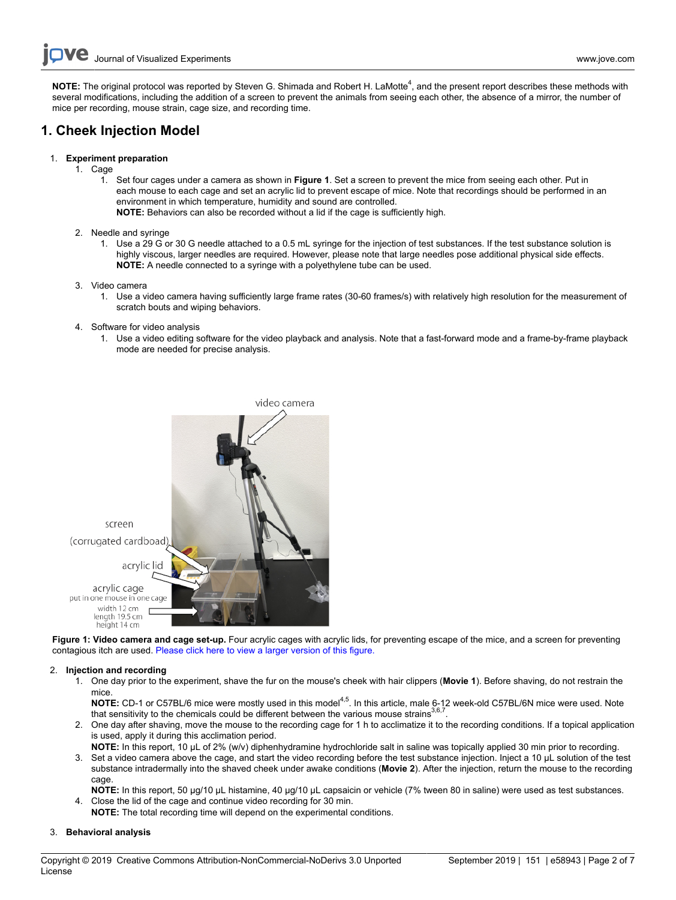**NOTE:** The original protocol was reported by Steven G. Shimada and Robert H. LaMotte[4], and the present report describes these methods with several modifications, including the addition of a screen to prevent the animals from seeing each other, the absence of a mirror, the number of mice per recording, mouse strain, cage size, and recording time.

# 1. Cheek Injection Model

1. **Experiment preparation**
    1. Cage
        1. Set four cages under a camera as shown in **Figure 1**. Set a screen to prevent the mice from seeing each other. Put in each mouse to each cage and set an acrylic lid to prevent escape of mice. Note that recordings should be performed in an environment in which temperature, humidity and sound are controlled.
        **NOTE:** Behaviors can also be recorded without a lid if the cage is sufficiently high.
    2. Needle and syringe
        1. Use a 29 G or 30 G needle attached to a 0.5 mL syringe for the injection of test substances. If the test substance solution is highly viscous, larger needles are required. However, please note that large needles pose additional physical side effects.
        **NOTE:** A needle connected to a syringe with a polyethylene tube can be used.
    3. Video camera
        1. Use a video camera having sufficiently large frame rates (30-60 frames/s) with relatively high resolution for the measurement of scratch bouts and wiping behaviors.
    4. Software for video analysis
        1. Use a video editing software for the video playback and analysis. Note that a fast-forward mode and a frame-by-frame playback mode are needed for precise analysis.

**Figure 1: Video camera and cage set-up.** Four acrylic cages with acrylic lids, for preventing escape of the mice, and a screen for preventing contagious itch are used. Please click here to view a larger version of this figure.

2. **Injection and recording**
    1. One day prior to the experiment, shave the fur on the mouse's cheek with hair clippers (**Movie 1**). Before shaving, do not restrain the mice.
    **NOTE:** CD-1 or C57BL/6 mice were mostly used in this model[4,5]. In this article, male 6-12 week-old C57BL/6N mice were used. Note that sensitivity to the chemicals could be different between the various mouse strains[3,6,7].
    2. One day after shaving, move the mouse to the recording cage for 1 h to acclimatize it to the recording conditions. If a topical application is used, apply it during this acclimation period.
    **NOTE:** In this report, 10 µL of 2% (w/v) diphenhydramine hydrochloride salt in saline was topically applied 30 min prior to recording.
    3. Set a video camera above the cage, and start the video recording before the test substance injection. Inject a 10 µL solution of the test substance intradermally into the shaved cheek under awake conditions (**Movie 2**). After the injection, return the mouse to the recording cage.
    **NOTE:** In this report, 50 µg/10 µL histamine, 40 µg/10 µL capsaicin or vehicle (7% tween 80 in saline) were used as test substances.
    4. Close the lid of the cage and continue video recording for 30 min.
    **NOTE:** The total recording time will depend on the experimental conditions.
3. **Behavioral analysis**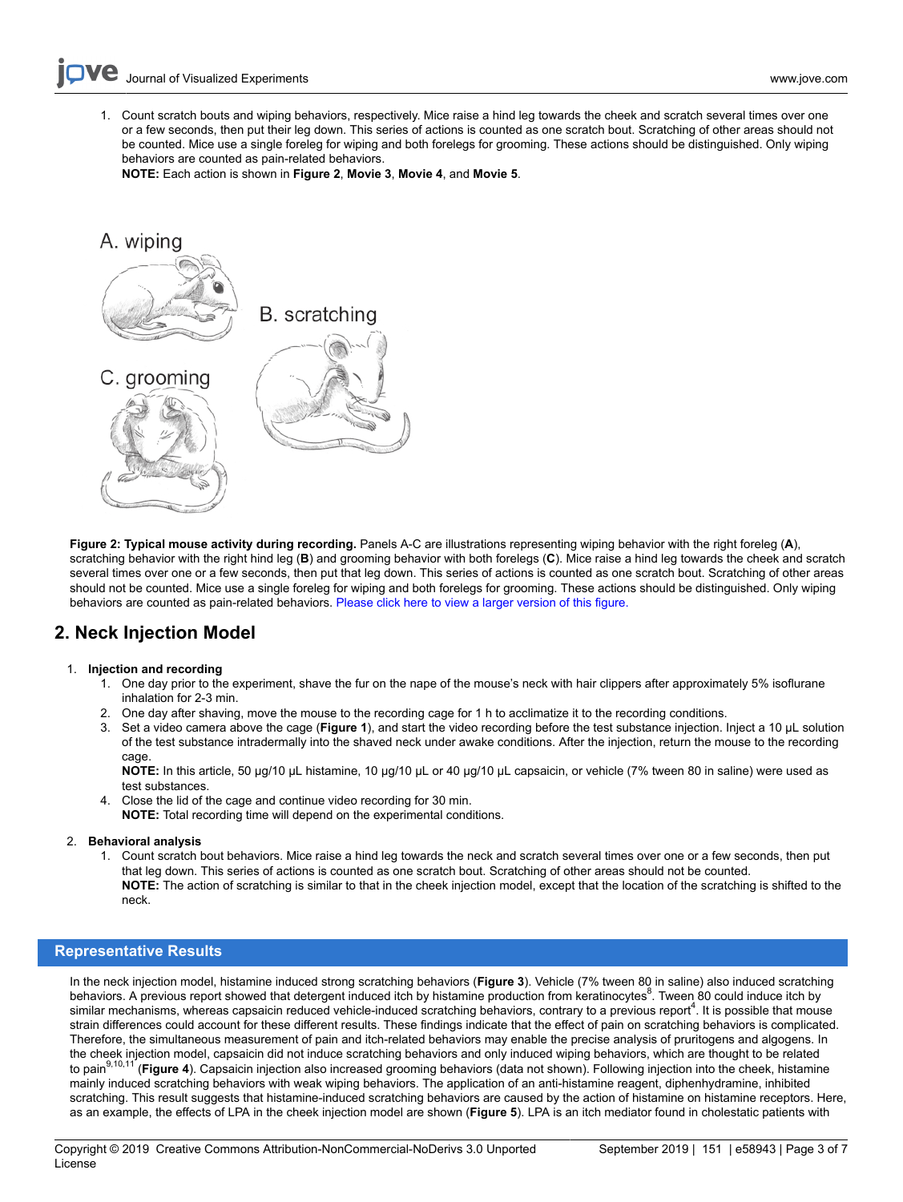1. Count scratch bouts and wiping behaviors, respectively. Mice raise a hind leg towards the cheek and scratch several times over one or a few seconds, then put their leg down. This series of actions is counted as one scratch bout. Scratching of other areas should not be counted. Mice use a single foreleg for wiping and both forelegs for grooming. These actions should be distinguished. Only wiping behaviors are counted as pain-related behaviors.
**NOTE:** Each action is shown in **Figure 2**, **Movie 3**, **Movie 4**, and **Movie 5**.

**Figure 2: Typical mouse activity during recording.** Panels A-C are illustrations representing wiping behavior with the right foreleg (**A**), scratching behavior with the right hind leg (**B**) and grooming behavior with both forelegs (**C**). Mice raise a hind leg towards the cheek and scratch several times over one or a few seconds, then put that leg down. This series of actions is counted as one scratch bout. Scratching of other areas should not be counted. Mice use a single foreleg for wiping and both forelegs for grooming. These actions should be distinguished. Only wiping behaviors are counted as pain-related behaviors. Please click here to view a larger version of this figure.

## 2. Neck Injection Model

1. **Injection and recording**
    1. One day prior to the experiment, shave the fur on the nape of the mouse's neck with hair clippers after approximately 5% isoflurane inhalation for 2-3 min.
    2. One day after shaving, move the mouse to the recording cage for 1 h to acclimatize it to the recording conditions.
    3. Set a video camera above the cage (**Figure 1**), and start the video recording before the test substance injection. Inject a 10 µL solution of the test substance intradermally into the shaved neck under awake conditions. After the injection, return the mouse to the recording cage.
    **NOTE:** In this article, 50 µg/10 µL histamine, 10 µg/10 µL or 40 µg/10 µL capsaicin, or vehicle (7% tween 80 in saline) were used as test substances.
    4. Close the lid of the cage and continue video recording for 30 min.
    **NOTE:** Total recording time will depend on the experimental conditions.
2. **Behavioral analysis**
    1. Count scratch bout behaviors. Mice raise a hind leg towards the neck and scratch several times over one or a few seconds, then put that leg down. This series of actions is counted as one scratch bout. Scratching of other areas should not be counted.
    **NOTE:** The action of scratching is similar to that in the cheek injection model, except that the location of the scratching is shifted to the neck.

## Representative Results

In the neck injection model, histamine induced strong scratching behaviors (**Figure 3**). Vehicle (7% tween 80 in saline) also induced scratching behaviors. A previous report showed that detergent induced itch by histamine production from keratinocytes[8]. Tween 80 could induce itch by similar mechanisms, whereas capsaicin reduced vehicle-induced scratching behaviors, contrary to a previous report[4]. It is possible that mouse strain differences could account for these different results. These findings indicate that the effect of pain on scratching behaviors is complicated. Therefore, the simultaneous measurement of pain and itch-related behaviors may enable the precise analysis of pruritogens and algogens. In the cheek injection model, capsaicin did not induce scratching behaviors and only induced wiping behaviors, which are thought to be related to pain[9,10,11] (**Figure 4**). Capsaicin injection also increased grooming behaviors (data not shown). Following injection into the cheek, histamine mainly induced scratching behaviors with weak wiping behaviors. The application of an anti-histamine reagent, diphenhydramine, inhibited scratching. This result suggests that histamine-induced scratching behaviors are caused by the action of histamine on histamine receptors. Here, as an example, the effects of LPA in the cheek injection model are shown (**Figure 5**). LPA is an itch mediator found in cholestatic patients with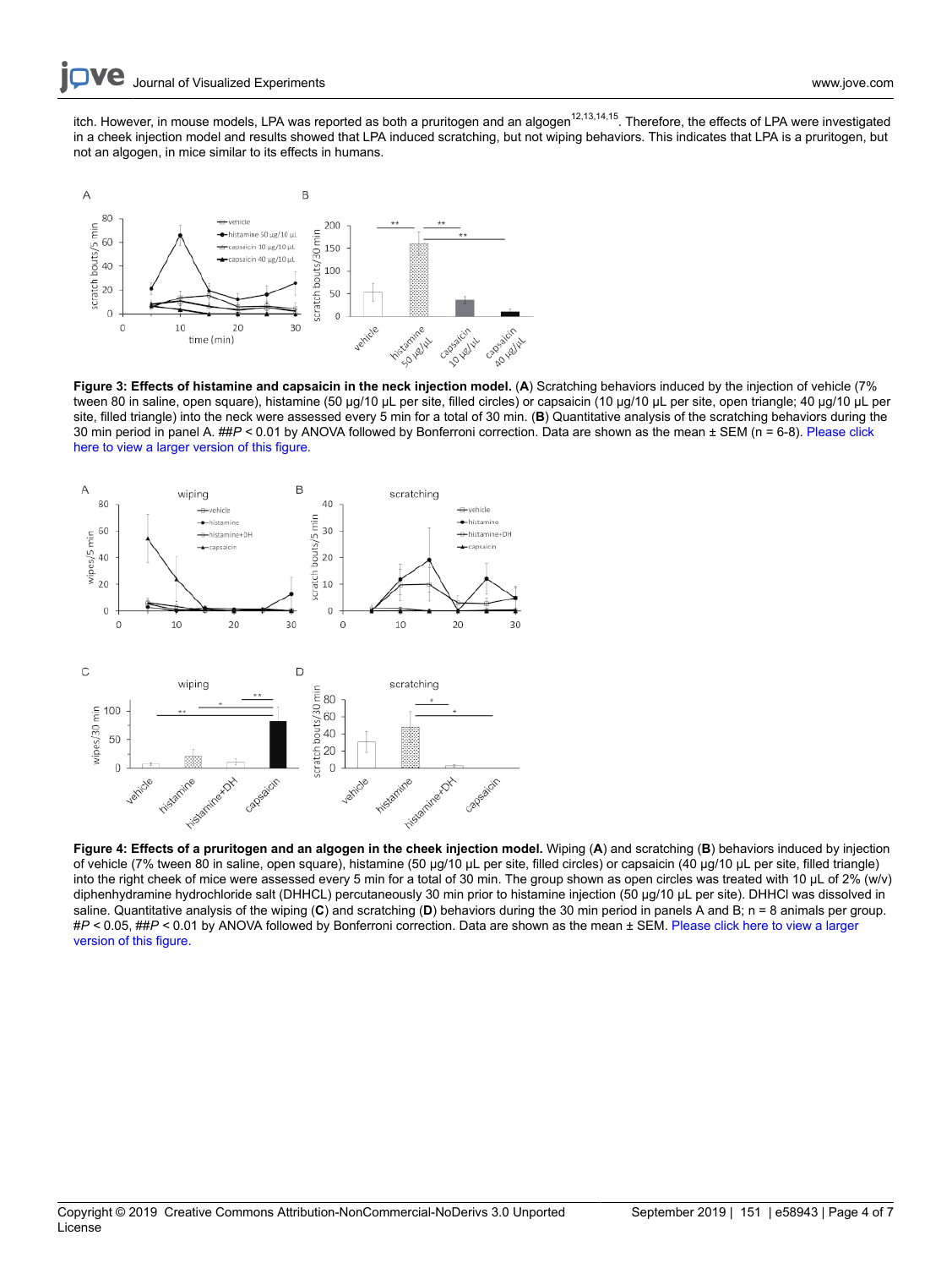itch. However, in mouse models, LPA was reported as both a pruritogen and an algogen[12,13,14,15]. Therefore, the effects of LPA were investigated in a cheek injection model and results showed that LPA induced scratching, but not wiping behaviors. This indicates that LPA is a pruritogen, but not an algogen, in mice similar to its effects in humans.

**Figure 3: Effects of histamine and capsaicin in the neck injection model.** (**A**) Scratching behaviors induced by the injection of vehicle (7% tween 80 in saline, open square), histamine (50 µg/10 µL per site, filled circles) or capsaicin (10 µg/10 µL per site, open triangle; 40 µg/10 µL per site, filled triangle) into the neck were assessed every 5 min for a total of 30 min. (**B**) Quantitative analysis of the scratching behaviors during the 30 min period in panel A. *##P* < 0.01 by ANOVA followed by Bonferroni correction. Data are shown as the mean ± SEM (n = 6-8). Please click here to view a larger version of this figure.

**Figure 4: Effects of a pruritogen and an algogen in the cheek injection model.** Wiping (**A**) and scratching (**B**) behaviors induced by injection of vehicle (7% tween 80 in saline, open square), histamine (50 µg/10 µL per site, filled circles) or capsaicin (40 µg/10 µL per site, filled triangle) into the right cheek of mice were assessed every 5 min for a total of 30 min. The group shown as open circles was treated with 10 µL of 2% (w/v) diphenhydramine hydrochloride salt (DHHCL) percutaneously 30 min prior to histamine injection (50 µg/10 µL per site). DHHCl was dissolved in saline. Quantitative analysis of the wiping (**C**) and scratching (**D**) behaviors during the 30 min period in panels A and B; n = 8 animals per group. *#P* < 0.05, *##P* < 0.01 by ANOVA followed by Bonferroni correction. Data are shown as the mean ± SEM. Please click here to view a larger version of this figure.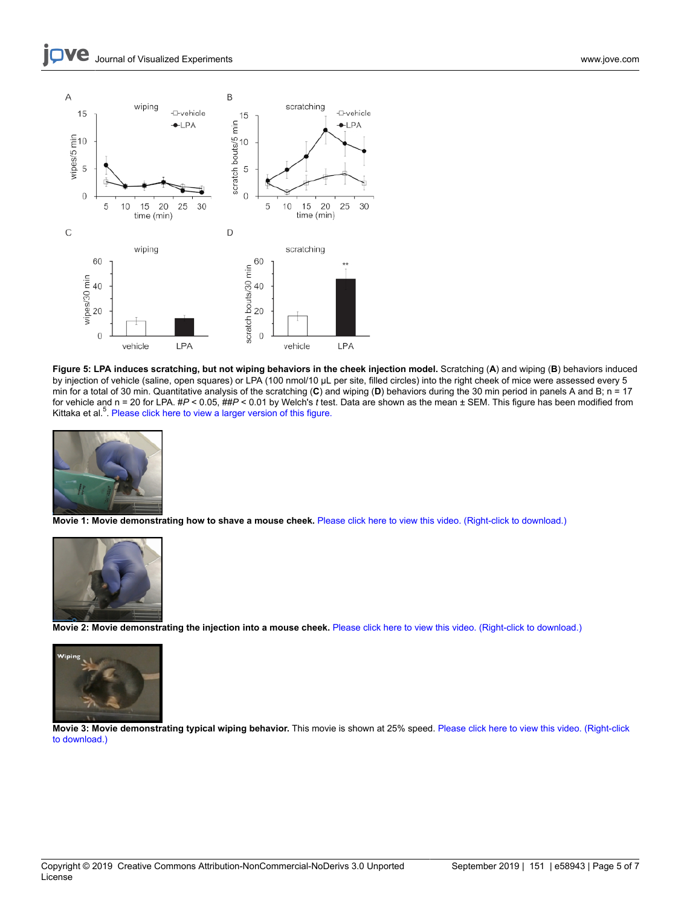**Figure 5: LPA induces scratching, but not wiping behaviors in the cheek injection model.** Scratching (**A**) and wiping (**B**) behaviors induced by injection of vehicle (saline, open squares) or LPA (100 nmol/10 µL per site, filled circles) into the right cheek of mice were assessed every 5 min for a total of 30 min. Quantitative analysis of the scratching (**C**) and wiping (**D**) behaviors during the 30 min period in panels A and B; n = 17 for vehicle and n = 20 for LPA. #$P < 0.05$, ##$P < 0.01$ by Welch's *t* test. Data are shown as the mean ± SEM. This figure has been modified from Kittaka et al.[5]. Please click here to view a larger version of this figure.

**Movie 1: Movie demonstrating how to shave a mouse cheek.** Please click here to view this video. (Right-click to download.)

**Movie 2: Movie demonstrating the injection into a mouse cheek.** Please click here to view this video. (Right-click to download.)

**Movie 3: Movie demonstrating typical wiping behavior.** This movie is shown at 25% speed. Please click here to view this video. (Right-click to download.)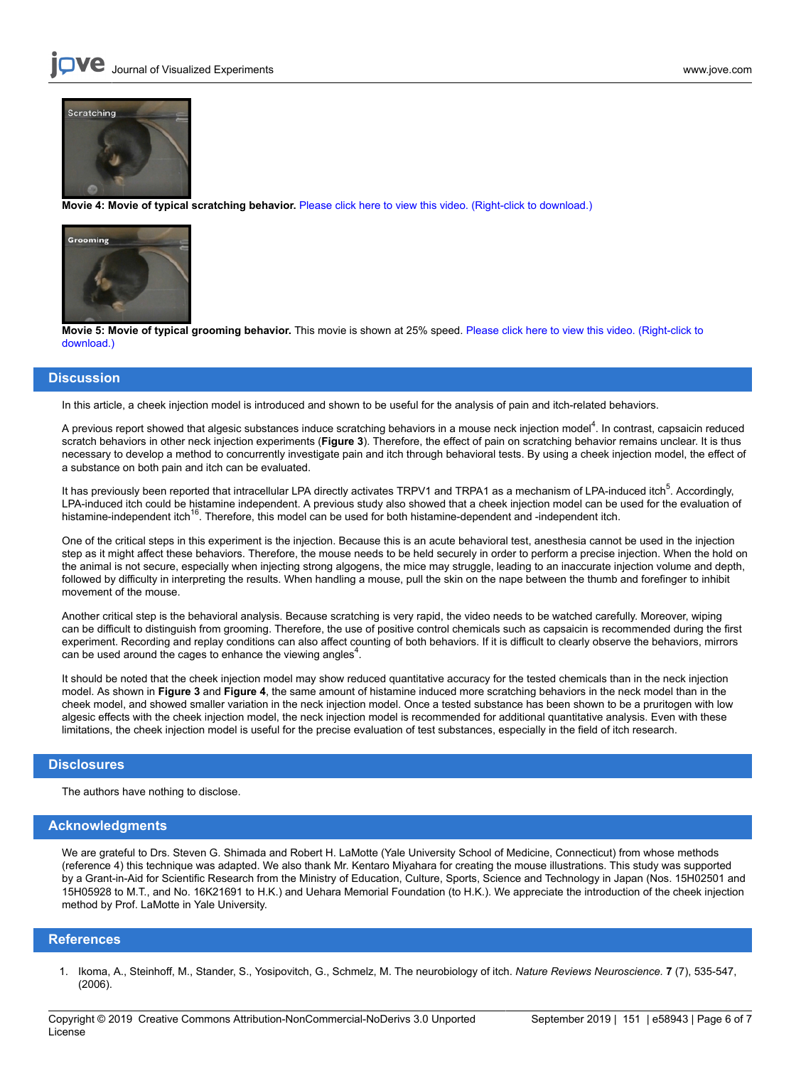**Movie 4: Movie of typical scratching behavior.** Please click here to view this video. (Right-click to download.)

**Movie 5: Movie of typical grooming behavior.** This movie is shown at 25% speed. Please click here to view this video. (Right-click to download.)

## Discussion

In this article, a cheek injection model is introduced and shown to be useful for the analysis of pain and itch-related behaviors.

A previous report showed that algesic substances induce scratching behaviors in a mouse neck injection model[4]. In contrast, capsaicin reduced scratch behaviors in other neck injection experiments (**Figure 3**). Therefore, the effect of pain on scratching behavior remains unclear. It is thus necessary to develop a method to concurrently investigate pain and itch through behavioral tests. By using a cheek injection model, the effect of a substance on both pain and itch can be evaluated.

It has previously been reported that intracellular LPA directly activates TRPV1 and TRPA1 as a mechanism of LPA-induced itch[5]. Accordingly, LPA-induced itch could be histamine independent. A previous study also showed that a cheek injection model can be used for the evaluation of histamine-independent itch[16]. Therefore, this model can be used for both histamine-dependent and -independent itch.

One of the critical steps in this experiment is the injection. Because this is an acute behavioral test, anesthesia cannot be used in the injection step as it might affect these behaviors. Therefore, the mouse needs to be held securely in order to perform a precise injection. When the hold on the animal is not secure, especially when injecting strong algogens, the mice may struggle, leading to an inaccurate injection volume and depth, followed by difficulty in interpreting the results. When handling a mouse, pull the skin on the nape between the thumb and forefinger to inhibit movement of the mouse.

Another critical step is the behavioral analysis. Because scratching is very rapid, the video needs to be watched carefully. Moreover, wiping can be difficult to distinguish from grooming. Therefore, the use of positive control chemicals such as capsaicin is recommended during the first experiment. Recording and replay conditions can also affect counting of both behaviors. If it is difficult to clearly observe the behaviors, mirrors can be used around the cages to enhance the viewing angles[4].

It should be noted that the cheek injection model may show reduced quantitative accuracy for the tested chemicals than in the neck injection model. As shown in **Figure 3** and **Figure 4**, the same amount of histamine induced more scratching behaviors in the neck model than in the cheek model, and showed smaller variation in the neck injection model. Once a tested substance has been shown to be a pruritogen with low algesic effects with the cheek injection model, the neck injection model is recommended for additional quantitative analysis. Even with these limitations, the cheek injection model is useful for the precise evaluation of test substances, especially in the field of itch research.

## Disclosures

The authors have nothing to disclose.

## Acknowledgments

We are grateful to Drs. Steven G. Shimada and Robert H. LaMotte (Yale University School of Medicine, Connecticut) from whose methods (reference 4) this technique was adapted. We also thank Mr. Kentaro Miyahara for creating the mouse illustrations. This study was supported by a Grant-in-Aid for Scientific Research from the Ministry of Education, Culture, Sports, Science and Technology in Japan (Nos. 15H02501 and 15H05928 to M.T., and No. 16K21691 to H.K.) and Uehara Memorial Foundation (to H.K.). We appreciate the introduction of the cheek injection method by Prof. LaMotte in Yale University.

## References

1. Ikoma, A., Steinhoff, M., Stander, S., Yosipovitch, G., Schmelz, M. The neurobiology of itch. *Nature Reviews Neuroscience.* **7** (7), 535-547, (2006).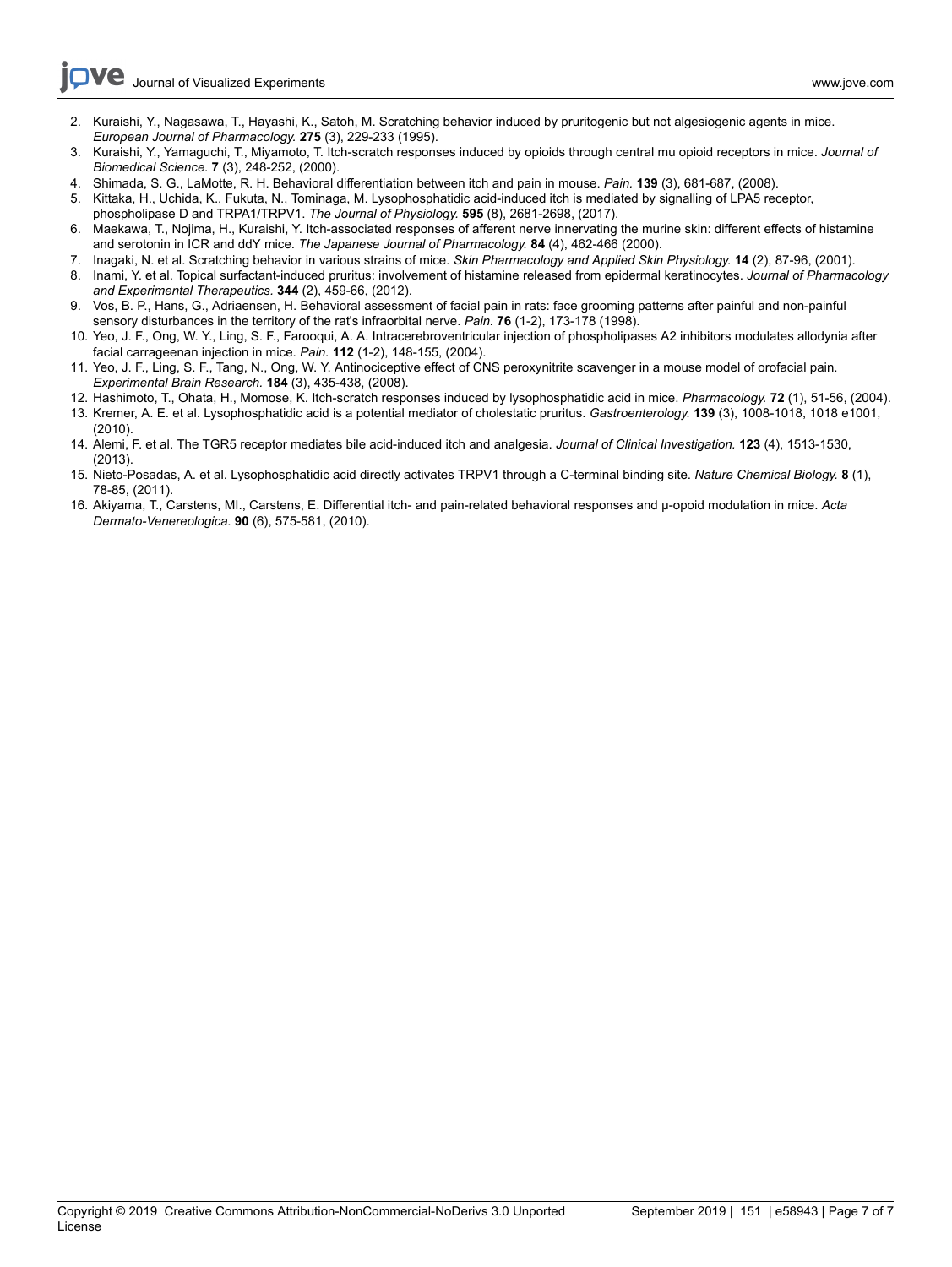2. Kuraishi, Y., Nagasawa, T., Hayashi, K., Satoh, M. Scratching behavior induced by pruritogenic but not algesiogenic agents in mice. *European Journal of Pharmacology.* **275** (3), 229-233 (1995).
3. Kuraishi, Y., Yamaguchi, T., Miyamoto, T. Itch-scratch responses induced by opioids through central mu opioid receptors in mice. *Journal of Biomedical Science.* **7** (3), 248-252, (2000).
4. Shimada, S. G., LaMotte, R. H. Behavioral differentiation between itch and pain in mouse. *Pain.* **139** (3), 681-687, (2008).
5. Kittaka, H., Uchida, K., Fukuta, N., Tominaga, M. Lysophosphatidic acid-induced itch is mediated by signalling of LPA5 receptor, phospholipase D and TRPA1/TRPV1. *The Journal of Physiology.* **595** (8), 2681-2698, (2017).
6. Maekawa, T., Nojima, H., Kuraishi, Y. Itch-associated responses of afferent nerve innervating the murine skin: different effects of histamine and serotonin in ICR and ddY mice. *The Japanese Journal of Pharmacology.* **84** (4), 462-466 (2000).
7. Inagaki, N. et al. Scratching behavior in various strains of mice. *Skin Pharmacology and Applied Skin Physiology.* **14** (2), 87-96, (2001).
8. Inami, Y. et al. Topical surfactant-induced pruritus: involvement of histamine released from epidermal keratinocytes. *Journal of Pharmacology and Experimental Therapeutics.* **344** (2), 459-66, (2012).
9. Vos, B. P., Hans, G., Adriaensen, H. Behavioral assessment of facial pain in rats: face grooming patterns after painful and non-painful sensory disturbances in the territory of the rat's infraorbital nerve. *Pain.* **76** (1-2), 173-178 (1998).
10. Yeo, J. F., Ong, W. Y., Ling, S. F., Farooqui, A. A. Intracerebroventricular injection of phospholipases A2 inhibitors modulates allodynia after facial carrageenan injection in mice. *Pain.* **112** (1-2), 148-155, (2004).
11. Yeo, J. F., Ling, S. F., Tang, N., Ong, W. Y. Antinociceptive effect of CNS peroxynitrite scavenger in a mouse model of orofacial pain. *Experimental Brain Research.* **184** (3), 435-438, (2008).
12. Hashimoto, T., Ohata, H., Momose, K. Itch-scratch responses induced by lysophosphatidic acid in mice. *Pharmacology.* **72** (1), 51-56, (2004).
13. Kremer, A. E. et al. Lysophosphatidic acid is a potential mediator of cholestatic pruritus. *Gastroenterology.* **139** (3), 1008-1018, 1018 e1001, (2010).
14. Alemi, F. et al. The TGR5 receptor mediates bile acid-induced itch and analgesia. *Journal of Clinical Investigation.* **123** (4), 1513-1530, (2013).
15. Nieto-Posadas, A. et al. Lysophosphatidic acid directly activates TRPV1 through a C-terminal binding site. *Nature Chemical Biology.* **8** (1), 78-85, (2011).
16. Akiyama, T., Carstens, MI., Carstens, E. Differential itch- and pain-related behavioral responses and μ-opoid modulation in mice. *Acta Dermato-Venereologica.* **90** (6), 575-581, (2010).